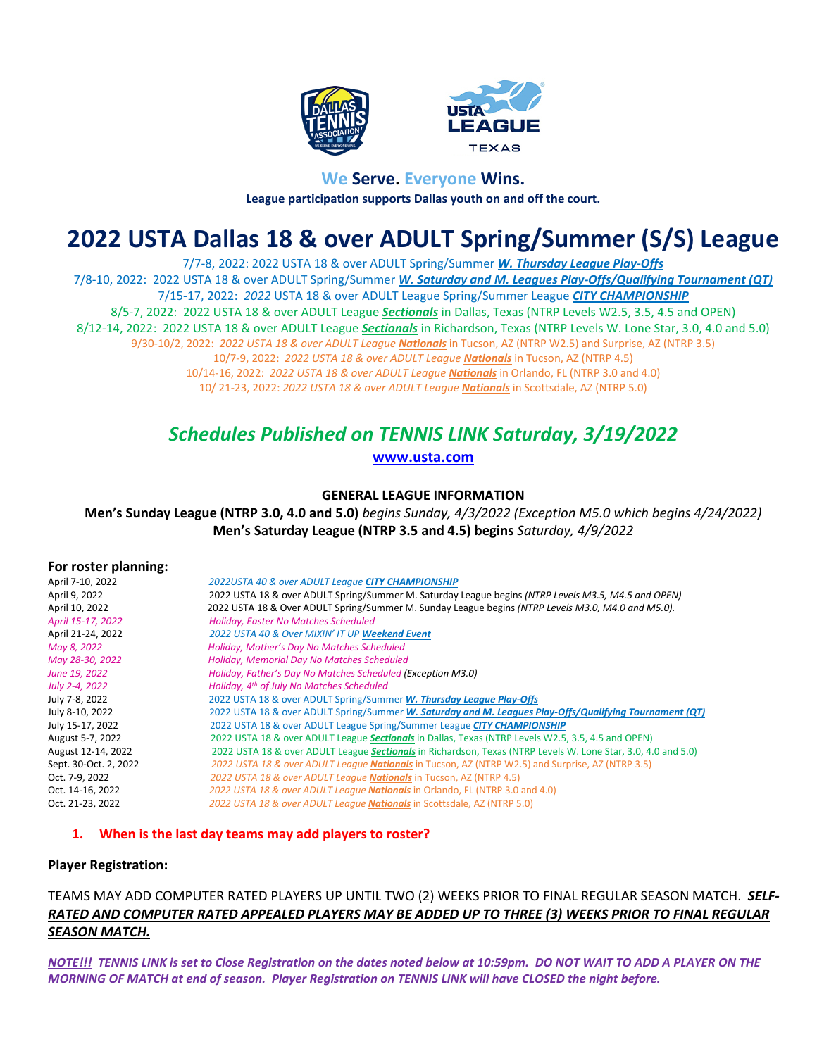**We Serve. Everyone Wins.**

**League participation supports Dallas youth on and off the court.**

# 2022 USTA Dallas 18 & over ADULT Spring/Summer (S/S) League

7/7-8, 2022: 2022 USTA 18 & over ADULT Spring/Summer ***W. Thursday League Play-Offs***

7/8-10, 2022: 2022 USTA 18 & over ADULT Spring/Summer ***W. Saturday and M. Leagues Play-Offs/Qualifying Tournament (QT)***

7/15-17, 2022: *2022* USTA 18 & over ADULT League Spring/Summer League ***CITY CHAMPIONSHIP***

8/5-7, 2022: 2022 USTA 18 & over ADULT League ***Sectionals*** in Dallas, Texas (NTRP Levels W2.5, 3.5, 4.5 and OPEN)

8/12-14, 2022: 2022 USTA 18 & over ADULT League ***Sectionals*** in Richardson, Texas (NTRP Levels W. Lone Star, 3.0, 4.0 and 5.0)

9/30-10/2, 2022: *2022 USTA 18 & over ADULT League **Nationals*** in Tucson, AZ (NTRP W2.5) and Surprise, AZ (NTRP 3.5)

10/7-9, 2022: *2022 USTA 18 & over ADULT League **Nationals*** in Tucson, AZ (NTRP 4.5)

10/14-16, 2022: *2022 USTA 18 & over ADULT League **Nationals*** in Orlando, FL (NTRP 3.0 and 4.0)

10/ 21-23, 2022: *2022 USTA 18 & over ADULT League **Nationals*** in Scottsdale, AZ (NTRP 5.0)

## *Schedules Published on TENNIS LINK Saturday, 3/19/2022*

**www.usta.com**

**GENERAL LEAGUE INFORMATION**

**Men's Sunday League (NTRP 3.0, 4.0 and 5.0)** *begins Sunday, 4/3/2022 (Exception M5.0 which begins 4/24/2022)*

**Men's Saturday League (NTRP 3.5 and 4.5) begins** *Saturday, 4/9/2022*

### For roster planning:

| | |
|---|---|
| April 7-10, 2022 | *2022USTA 40 & over ADULT League **CITY CHAMPIONSHIP*** |
| April 9, 2022 | 2022 USTA 18 & over ADULT Spring/Summer M. Saturday League begins *(NTRP Levels M3.5, M4.5 and OPEN)* |
| April 10, 2022 | 2022 USTA 18 & Over ADULT Spring/Summer M. Sunday League begins *(NTRP Levels M3.0, M4.0 and M5.0).* |
| *April 15-17, 2022* | *Holiday, Easter No Matches Scheduled* |
| April 21-24, 2022 | *2022 USTA 40 & Over MIXIN' IT UP **Weekend Event*** |
| *May 8, 2022* | *Holiday, Mother's Day No Matches Scheduled* |
| *May 28-30, 2022* | *Holiday, Memorial Day No Matches Scheduled* |
| *June 19, 2022* | *Holiday, Father's Day No Matches Scheduled (Exception M3.0)* |
| *July 2-4, 2022* | *Holiday, 4th of July No Matches Scheduled* |
| July 7-8, 2022 | 2022 USTA 18 & over ADULT Spring/Summer ***W. Thursday League Play-Offs*** |
| July 8-10, 2022 | 2022 USTA 18 & over ADULT Spring/Summer ***W. Saturday and M. Leagues Play-Offs/Qualifying Tournament (QT)*** |
| July 15-17, 2022 | 2022 USTA 18 & over ADULT League Spring/Summer League ***CITY CHAMPIONSHIP*** |
| August 5-7, 2022 | 2022 USTA 18 & over ADULT League ***Sectionals*** in Dallas, Texas (NTRP Levels W2.5, 3.5, 4.5 and OPEN) |
| August 12-14, 2022 | 2022 USTA 18 & over ADULT League ***Sectionals*** in Richardson, Texas (NTRP Levels W. Lone Star, 3.0, 4.0 and 5.0) |
| Sept. 30-Oct. 2, 2022 | *2022 USTA 18 & over ADULT League **Nationals*** in Tucson, AZ (NTRP W2.5) and Surprise, AZ (NTRP 3.5) |
| Oct. 7-9, 2022 | *2022 USTA 18 & over ADULT League **Nationals*** in Tucson, AZ (NTRP 4.5) |
| Oct. 14-16, 2022 | *2022 USTA 18 & over ADULT League **Nationals*** in Orlando, FL (NTRP 3.0 and 4.0) |
| Oct. 21-23, 2022 | *2022 USTA 18 & over ADULT League **Nationals*** in Scottsdale, AZ (NTRP 5.0) |

1. **When is the last day teams may add players to roster?**

**Player Registration:**

TEAMS MAY ADD COMPUTER RATED PLAYERS UP UNTIL TWO (2) WEEKS PRIOR TO FINAL REGULAR SEASON MATCH. ***SELF-RATED AND COMPUTER RATED APPEALED PLAYERS MAY BE ADDED UP TO THREE (3) WEEKS PRIOR TO FINAL REGULAR SEASON MATCH.***

***NOTE!!!** TENNIS LINK is set to Close Registration on the dates noted below at 10:59pm. DO NOT WAIT TO ADD A PLAYER ON THE MORNING OF MATCH at end of season. Player Registration on TENNIS LINK will have CLOSED the night before.*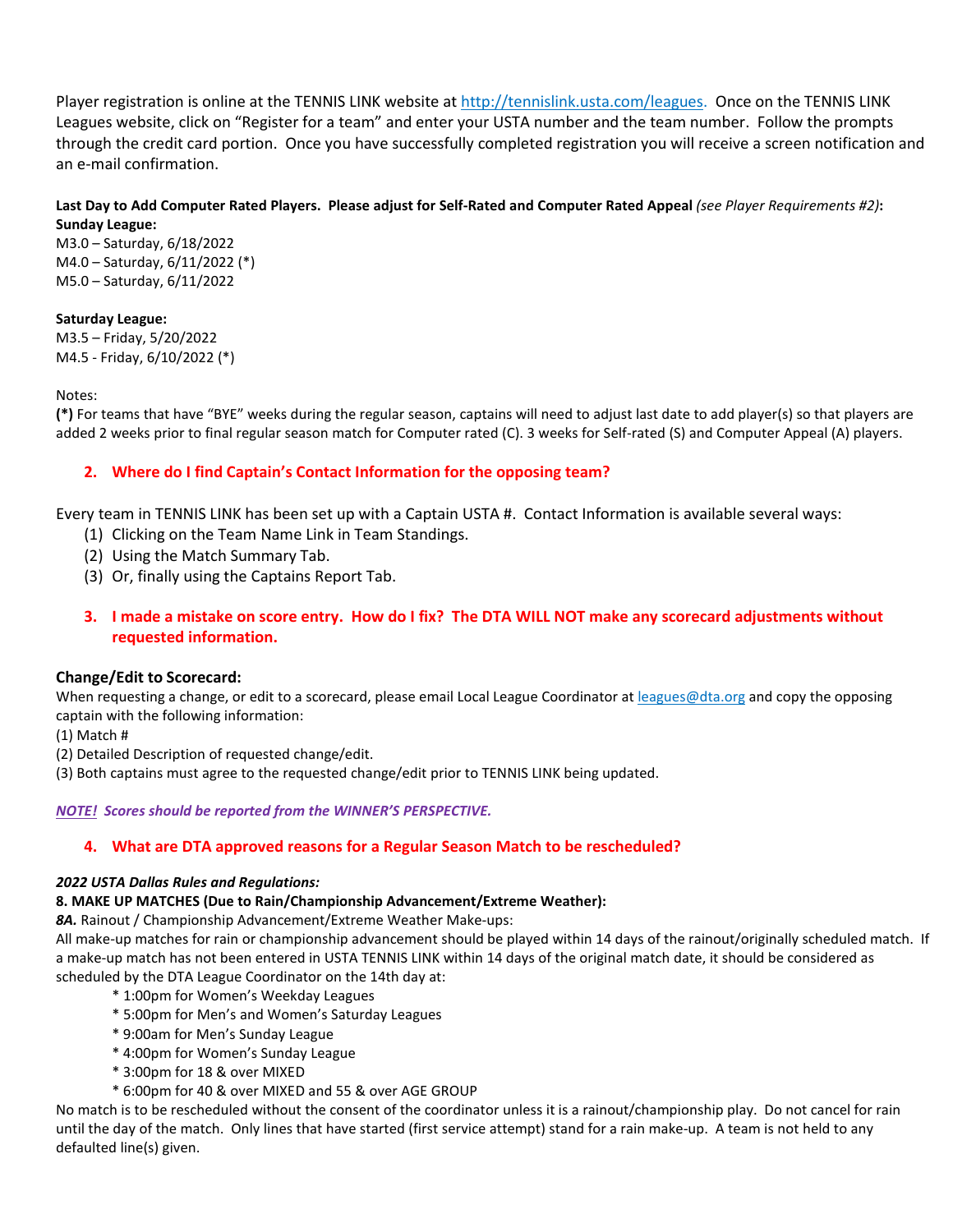Player registration is online at the TENNIS LINK website at http://tennislink.usta.com/leagues. Once on the TENNIS LINK Leagues website, click on "Register for a team" and enter your USTA number and the team number. Follow the prompts through the credit card portion. Once you have successfully completed registration you will receive a screen notification and an e-mail confirmation.

**Last Day to Add Computer Rated Players. Please adjust for Self-Rated and Computer Rated Appeal** *(see Player Requirements #2)***:**
**Sunday League:**
M3.0 – Saturday, 6/18/2022
M4.0 – Saturday, 6/11/2022 (*)
M5.0 – Saturday, 6/11/2022

**Saturday League:**
M3.5 – Friday, 5/20/2022
M4.5 - Friday, 6/10/2022 (*)

Notes:
**(*)** For teams that have "BYE" weeks during the regular season, captains will need to adjust last date to add player(s) so that players are added 2 weeks prior to final regular season match for Computer rated (C). 3 weeks for Self-rated (S) and Computer Appeal (A) players.

## 2. Where do I find Captain's Contact Information for the opposing team?

Every team in TENNIS LINK has been set up with a Captain USTA #. Contact Information is available several ways:

(1) Clicking on the Team Name Link in Team Standings.
(2) Using the Match Summary Tab.
(3) Or, finally using the Captains Report Tab.

## 3. I made a mistake on score entry. How do I fix? The DTA WILL NOT make any scorecard adjustments without requested information.

### Change/Edit to Scorecard:

When requesting a change, or edit to a scorecard, please email Local League Coordinator at leagues@dta.org and copy the opposing captain with the following information:
(1) Match #
(2) Detailed Description of requested change/edit.
(3) Both captains must agree to the requested change/edit prior to TENNIS LINK being updated.

***NOTE! Scores should be reported from the WINNER'S PERSPECTIVE.***

## 4. What are DTA approved reasons for a Regular Season Match to be rescheduled?

***2022 USTA Dallas Rules and Regulations:***
**8. MAKE UP MATCHES (Due to Rain/Championship Advancement/Extreme Weather):**
*8A.* Rainout / Championship Advancement/Extreme Weather Make-ups:
All make-up matches for rain or championship advancement should be played within 14 days of the rainout/originally scheduled match. If a make-up match has not been entered in USTA TENNIS LINK within 14 days of the original match date, it should be considered as scheduled by the DTA League Coordinator on the 14th day at:

* 1:00pm for Women's Weekday Leagues
* 5:00pm for Men's and Women's Saturday Leagues
* 9:00am for Men's Sunday League
* 4:00pm for Women's Sunday League
* 3:00pm for 18 & over MIXED
* 6:00pm for 40 & over MIXED and 55 & over AGE GROUP

No match is to be rescheduled without the consent of the coordinator unless it is a rainout/championship play. Do not cancel for rain until the day of the match. Only lines that have started (first service attempt) stand for a rain make-up. A team is not held to any defaulted line(s) given.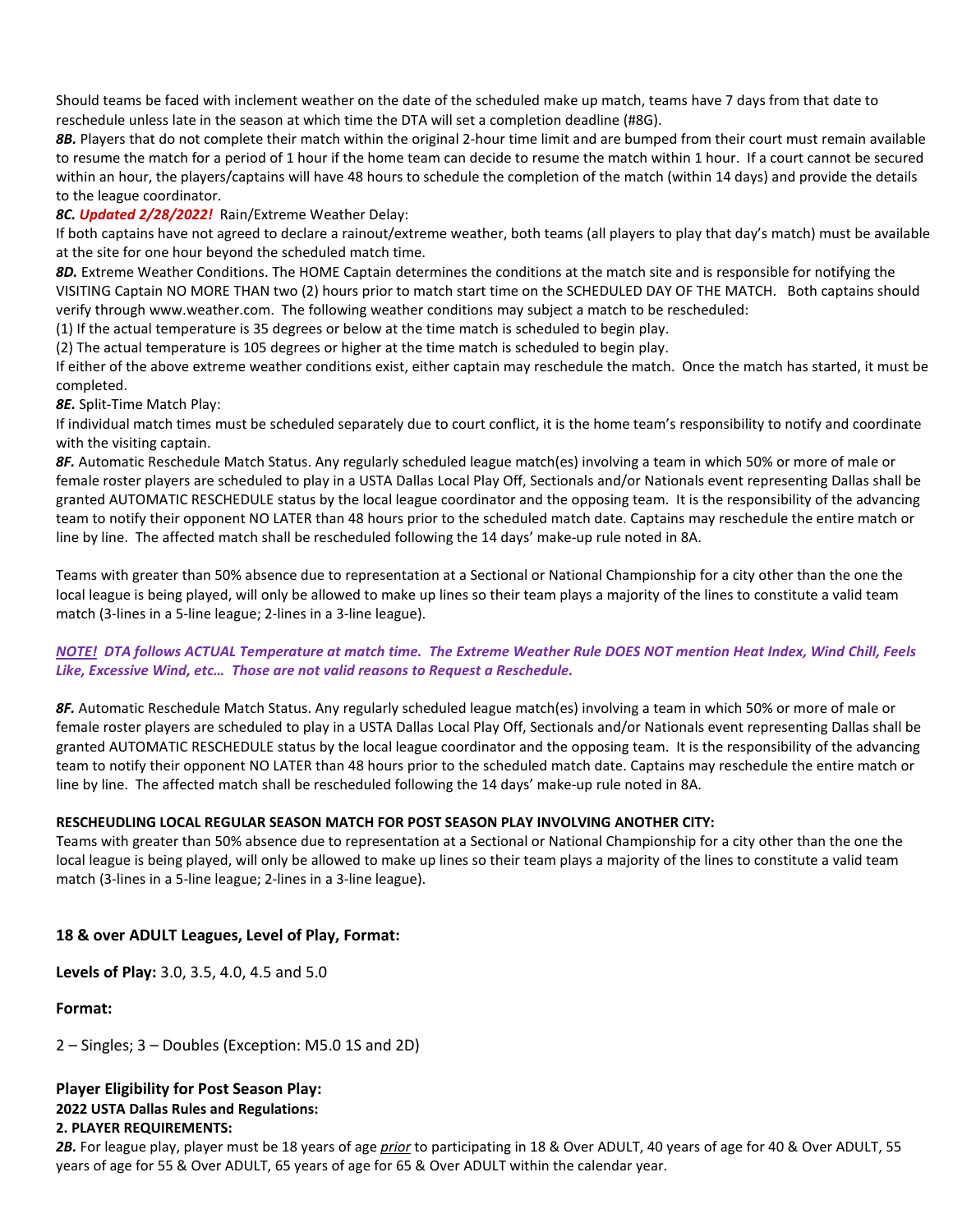Should teams be faced with inclement weather on the date of the scheduled make up match, teams have 7 days from that date to reschedule unless late in the season at which time the DTA will set a completion deadline (#8G).

***8B.*** Players that do not complete their match within the original 2-hour time limit and are bumped from their court must remain available to resume the match for a period of 1 hour if the home team can decide to resume the match within 1 hour. If a court cannot be secured within an hour, the players/captains will have 48 hours to schedule the completion of the match (within 14 days) and provide the details to the league coordinator.

***8C. Updated 2/28/2022!*** Rain/Extreme Weather Delay:

If both captains have not agreed to declare a rainout/extreme weather, both teams (all players to play that day's match) must be available at the site for one hour beyond the scheduled match time.

***8D.*** Extreme Weather Conditions. The HOME Captain determines the conditions at the match site and is responsible for notifying the VISITING Captain NO MORE THAN two (2) hours prior to match start time on the SCHEDULED DAY OF THE MATCH. Both captains should verify through www.weather.com. The following weather conditions may subject a match to be rescheduled:

(1) If the actual temperature is 35 degrees or below at the time match is scheduled to begin play.

(2) The actual temperature is 105 degrees or higher at the time match is scheduled to begin play.

If either of the above extreme weather conditions exist, either captain may reschedule the match. Once the match has started, it must be completed.

***8E.*** Split-Time Match Play:

If individual match times must be scheduled separately due to court conflict, it is the home team's responsibility to notify and coordinate with the visiting captain.

***8F.*** Automatic Reschedule Match Status. Any regularly scheduled league match(es) involving a team in which 50% or more of male or female roster players are scheduled to play in a USTA Dallas Local Play Off, Sectionals and/or Nationals event representing Dallas shall be granted AUTOMATIC RESCHEDULE status by the local league coordinator and the opposing team. It is the responsibility of the advancing team to notify their opponent NO LATER than 48 hours prior to the scheduled match date. Captains may reschedule the entire match or line by line. The affected match shall be rescheduled following the 14 days' make-up rule noted in 8A.

Teams with greater than 50% absence due to representation at a Sectional or National Championship for a city other than the one the local league is being played, will only be allowed to make up lines so their team plays a majority of the lines to constitute a valid team match (3-lines in a 5-line league; 2-lines in a 3-line league).

***<u>NOTE!</u> DTA follows ACTUAL Temperature at match time. The Extreme Weather Rule DOES NOT mention Heat Index, Wind Chill, Feels Like, Excessive Wind, etc… Those are not valid reasons to Request a Reschedule.***

***8F.*** Automatic Reschedule Match Status. Any regularly scheduled league match(es) involving a team in which 50% or more of male or female roster players are scheduled to play in a USTA Dallas Local Play Off, Sectionals and/or Nationals event representing Dallas shall be granted AUTOMATIC RESCHEDULE status by the local league coordinator and the opposing team. It is the responsibility of the advancing team to notify their opponent NO LATER than 48 hours prior to the scheduled match date. Captains may reschedule the entire match or line by line. The affected match shall be rescheduled following the 14 days' make-up rule noted in 8A.

**RESCHEUDLING LOCAL REGULAR SEASON MATCH FOR POST SEASON PLAY INVOLVING ANOTHER CITY:**

Teams with greater than 50% absence due to representation at a Sectional or National Championship for a city other than the one the local league is being played, will only be allowed to make up lines so their team plays a majority of the lines to constitute a valid team match (3-lines in a 5-line league; 2-lines in a 3-line league).

### 18 & over ADULT Leagues, Level of Play, Format:

**Levels of Play:** 3.0, 3.5, 4.0, 4.5 and 5.0

**Format:**

2 – Singles; 3 – Doubles (Exception: M5.0 1S and 2D)

### Player Eligibility for Post Season Play:

**2022 USTA Dallas Rules and Regulations:**

**2. PLAYER REQUIREMENTS:**

***2B.*** For league play, player must be 18 years of age ***<u>prior</u>*** to participating in 18 & Over ADULT, 40 years of age for 40 & Over ADULT, 55 years of age for 55 & Over ADULT, 65 years of age for 65 & Over ADULT within the calendar year.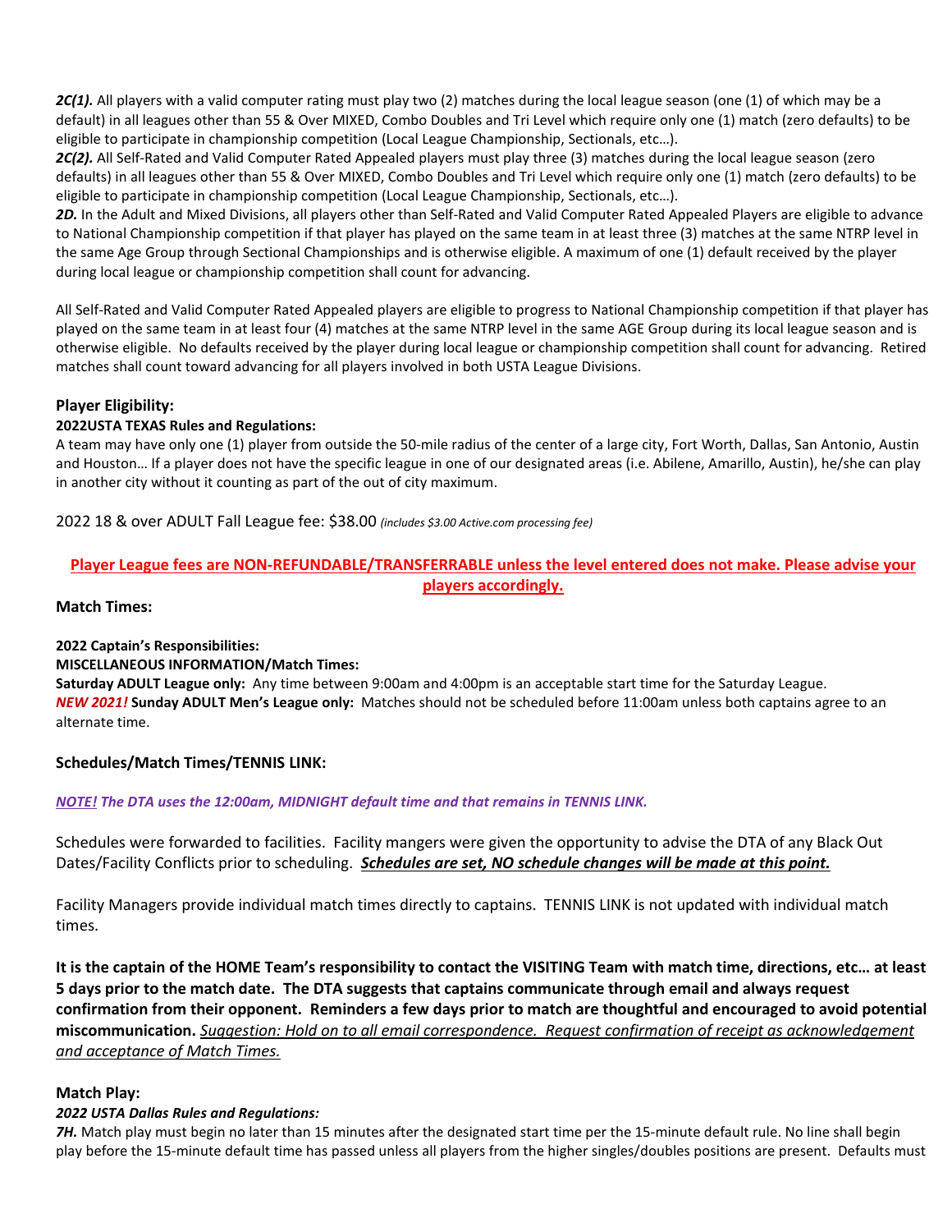***2C(1).*** All players with a valid computer rating must play two (2) matches during the local league season (one (1) of which may be a default) in all leagues other than 55 & Over MIXED, Combo Doubles and Tri Level which require only one (1) match (zero defaults) to be eligible to participate in championship competition (Local League Championship, Sectionals, etc…).

***2C(2).*** All Self-Rated and Valid Computer Rated Appealed players must play three (3) matches during the local league season (zero defaults) in all leagues other than 55 & Over MIXED, Combo Doubles and Tri Level which require only one (1) match (zero defaults) to be eligible to participate in championship competition (Local League Championship, Sectionals, etc…).

***2D.*** In the Adult and Mixed Divisions, all players other than Self-Rated and Valid Computer Rated Appealed Players are eligible to advance to National Championship competition if that player has played on the same team in at least three (3) matches at the same NTRP level in the same Age Group through Sectional Championships and is otherwise eligible. A maximum of one (1) default received by the player during local league or championship competition shall count for advancing.

All Self-Rated and Valid Computer Rated Appealed players are eligible to progress to National Championship competition if that player has played on the same team in at least four (4) matches at the same NTRP level in the same AGE Group during its local league season and is otherwise eligible. No defaults received by the player during local league or championship competition shall count for advancing. Retired matches shall count toward advancing for all players involved in both USTA League Divisions.

### Player Eligibility:

**2022USTA TEXAS Rules and Regulations:**

A team may have only one (1) player from outside the 50-mile radius of the center of a large city, Fort Worth, Dallas, San Antonio, Austin and Houston… If a player does not have the specific league in one of our designated areas (i.e. Abilene, Amarillo, Austin), he/she can play in another city without it counting as part of the out of city maximum.

2022 18 & over ADULT Fall League fee: $38.00 *(includes $3.00 Active.com processing fee)*

**<u>Player League fees are NON-REFUNDABLE/TRANSFERRABLE unless the level entered does not make. Please advise your players accordingly.</u>**

### Match Times:

**2022 Captain's Responsibilities:**

**MISCELLANEOUS INFORMATION/Match Times:**

**Saturday ADULT League only:** Any time between 9:00am and 4:00pm is an acceptable start time for the Saturday League.

***NEW 2021!*** **Sunday ADULT Men's League only:** Matches should not be scheduled before 11:00am unless both captains agree to an alternate time.

### Schedules/Match Times/TENNIS LINK:

***<u>NOTE!</u> The DTA uses the 12:00am, MIDNIGHT default time and that remains in TENNIS LINK.***

Schedules were forwarded to facilities. Facility mangers were given the opportunity to advise the DTA of any Black Out Dates/Facility Conflicts prior to scheduling. ***<u>Schedules are set, NO schedule changes will be made at this point.</u>***

Facility Managers provide individual match times directly to captains. TENNIS LINK is not updated with individual match times.

**It is the captain of the HOME Team's responsibility to contact the VISITING Team with match time, directions, etc… at least 5 days prior to the match date. The DTA suggests that captains communicate through email and always request confirmation from their opponent. Reminders a few days prior to match are thoughtful and encouraged to avoid potential miscommunication.** *<u>Suggestion: Hold on to all email correspondence. Request confirmation of receipt as acknowledgement and acceptance of Match Times.</u>*

### Match Play:

***2022 USTA Dallas Rules and Regulations:***

***7H.*** Match play must begin no later than 15 minutes after the designated start time per the 15-minute default rule. No line shall begin play before the 15-minute default time has passed unless all players from the higher singles/doubles positions are present. Defaults must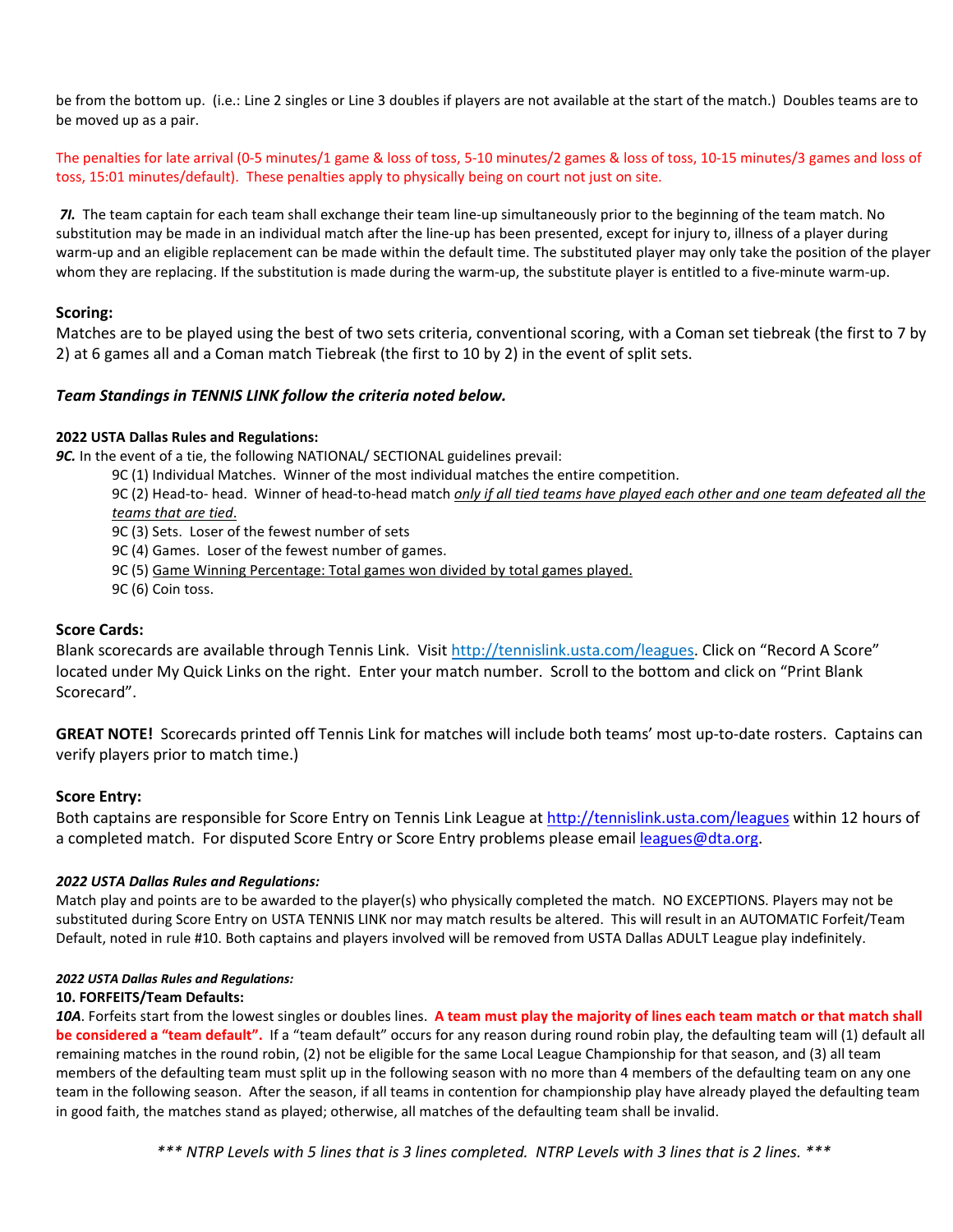be from the bottom up. (i.e.: Line 2 singles or Line 3 doubles if players are not available at the start of the match.) Doubles teams are to be moved up as a pair.

The penalties for late arrival (0-5 minutes/1 game & loss of toss, 5-10 minutes/2 games & loss of toss, 10-15 minutes/3 games and loss of toss, 15:01 minutes/default). These penalties apply to physically being on court not just on site.

***7I.*** The team captain for each team shall exchange their team line-up simultaneously prior to the beginning of the team match. No substitution may be made in an individual match after the line-up has been presented, except for injury to, illness of a player during warm-up and an eligible replacement can be made within the default time. The substituted player may only take the position of the player whom they are replacing. If the substitution is made during the warm-up, the substitute player is entitled to a five-minute warm-up.

**Scoring:**

Matches are to be played using the best of two sets criteria, conventional scoring, with a Coman set tiebreak (the first to 7 by 2) at 6 games all and a Coman match Tiebreak (the first to 10 by 2) in the event of split sets.

***Team Standings in TENNIS LINK follow the criteria noted below.***

**2022 USTA Dallas Rules and Regulations:**

***9C.*** In the event of a tie, the following NATIONAL/ SECTIONAL guidelines prevail:

9C (1) Individual Matches. Winner of the most individual matches the entire competition.

9C (2) Head-to- head. Winner of head-to-head match *only if all tied teams have played each other and one team defeated all the teams that are tied*.

9C (3) Sets. Loser of the fewest number of sets

9C (4) Games. Loser of the fewest number of games.

9C (5) Game Winning Percentage: Total games won divided by total games played.

9C (6) Coin toss.

**Score Cards:**

Blank scorecards are available through Tennis Link. Visit http://tennislink.usta.com/leagues. Click on "Record A Score" located under My Quick Links on the right. Enter your match number. Scroll to the bottom and click on "Print Blank Scorecard".

**GREAT NOTE!** Scorecards printed off Tennis Link for matches will include both teams' most up-to-date rosters. Captains can verify players prior to match time.)

**Score Entry:**

Both captains are responsible for Score Entry on Tennis Link League at http://tennislink.usta.com/leagues within 12 hours of a completed match. For disputed Score Entry or Score Entry problems please email leagues@dta.org.

***2022 USTA Dallas Rules and Regulations:***

Match play and points are to be awarded to the player(s) who physically completed the match. NO EXCEPTIONS. Players may not be substituted during Score Entry on USTA TENNIS LINK nor may match results be altered. This will result in an AUTOMATIC Forfeit/Team Default, noted in rule #10. Both captains and players involved will be removed from USTA Dallas ADULT League play indefinitely.

***2022 USTA Dallas Rules and Regulations:***

**10. FORFEITS/Team Defaults:**

***10A***. Forfeits start from the lowest singles or doubles lines. **A team must play the majority of lines each team match or that match shall be considered a "team default".** If a "team default" occurs for any reason during round robin play, the defaulting team will (1) default all remaining matches in the round robin, (2) not be eligible for the same Local League Championship for that season, and (3) all team members of the defaulting team must split up in the following season with no more than 4 members of the defaulting team on any one team in the following season. After the season, if all teams in contention for championship play have already played the defaulting team in good faith, the matches stand as played; otherwise, all matches of the defaulting team shall be invalid.

*\*\*\* NTRP Levels with 5 lines that is 3 lines completed. NTRP Levels with 3 lines that is 2 lines. \*\*\**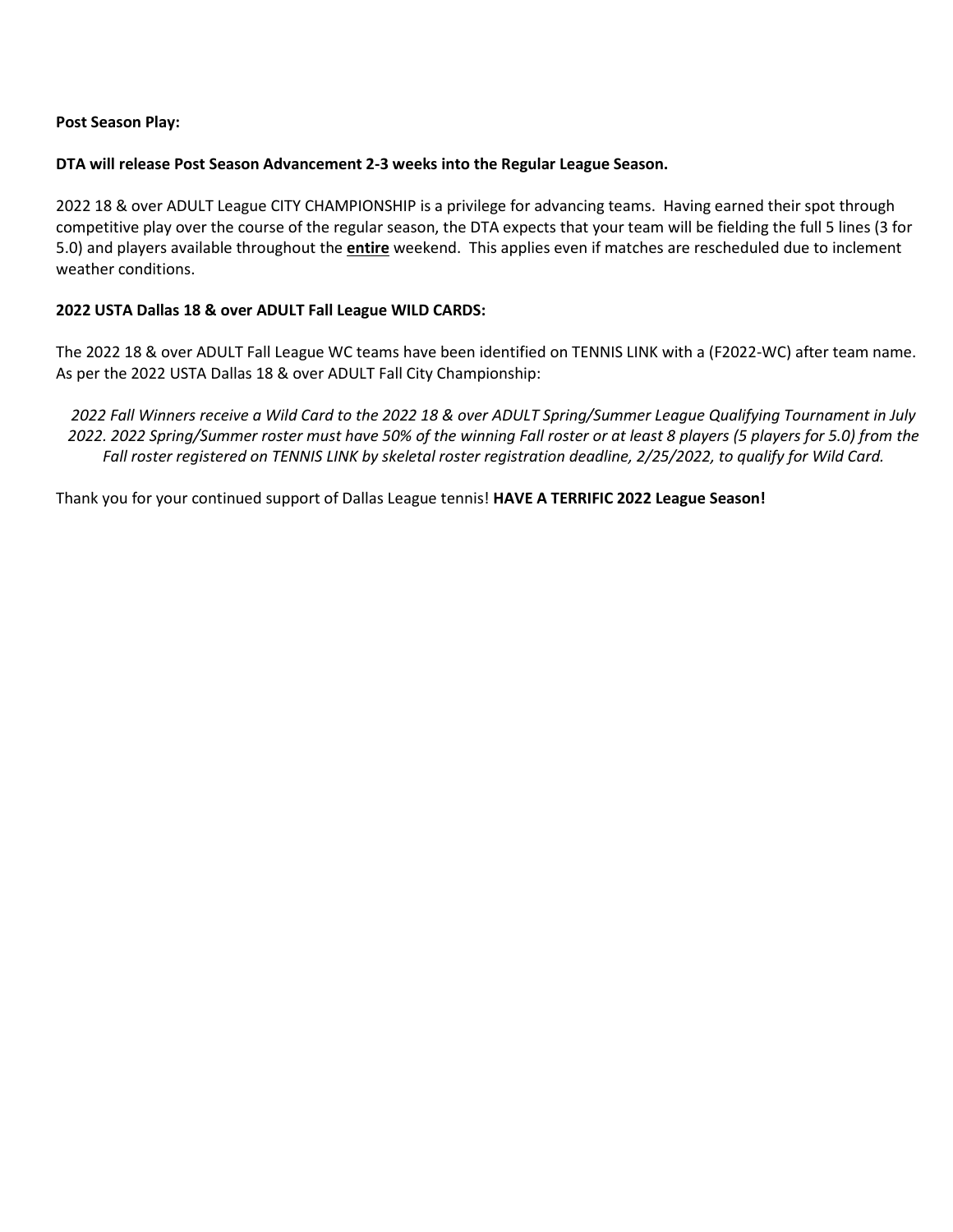**Post Season Play:**

**DTA will release Post Season Advancement 2-3 weeks into the Regular League Season.**

2022 18 & over ADULT League CITY CHAMPIONSHIP is a privilege for advancing teams. Having earned their spot through competitive play over the course of the regular season, the DTA expects that your team will be fielding the full 5 lines (3 for 5.0) and players available throughout the **entire** weekend. This applies even if matches are rescheduled due to inclement weather conditions.

**2022 USTA Dallas 18 & over ADULT Fall League WILD CARDS:**

The 2022 18 & over ADULT Fall League WC teams have been identified on TENNIS LINK with a (F2022-WC) after team name. As per the 2022 USTA Dallas 18 & over ADULT Fall City Championship:

*2022 Fall Winners receive a Wild Card to the 2022 18 & over ADULT Spring/Summer League Qualifying Tournament in July 2022. 2022 Spring/Summer roster must have 50% of the winning Fall roster or at least 8 players (5 players for 5.0) from the Fall roster registered on TENNIS LINK by skeletal roster registration deadline, 2/25/2022, to qualify for Wild Card.*

Thank you for your continued support of Dallas League tennis! **HAVE A TERRIFIC 2022 League Season!**